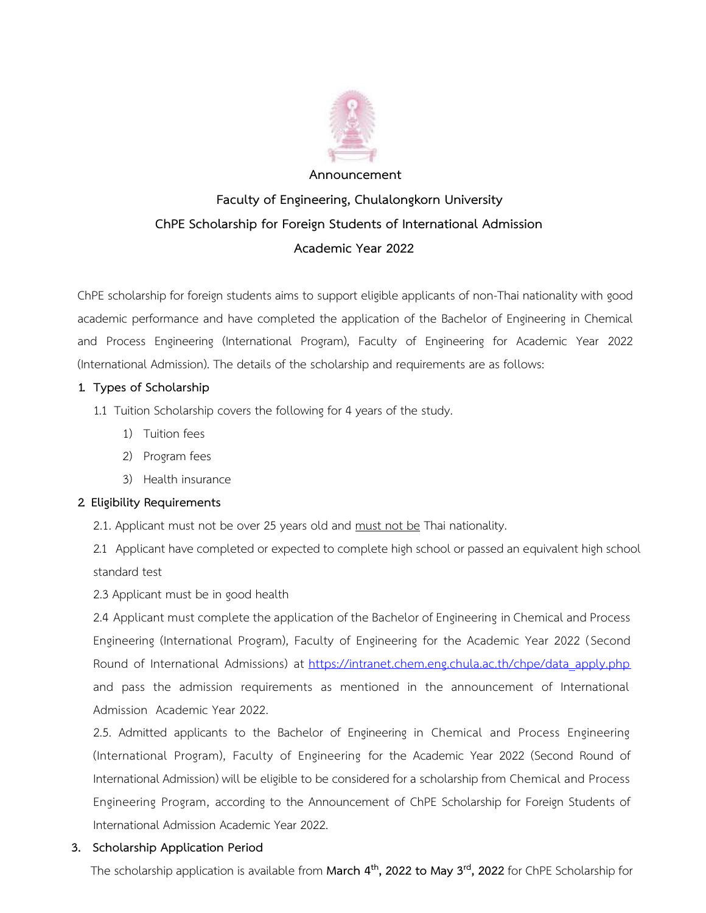**Announcement**

**Faculty of Engineering, Chulalongkorn University**

**ChPE Scholarship for Foreign Students of International Admission**

**Academic Year 2022**

ChPE scholarship for foreign students aims to support eligible applicants of non-Thai nationality with good academic performance and have completed the application of the Bachelor of Engineering in Chemical and Process Engineering (International Program), Faculty of Engineering for Academic Year 2022 (International Admission). The details of the scholarship and requirements are as follows:

**1. Types of Scholarship**

1.1 Tuition Scholarship covers the following for 4 years of the study.

1) Tuition fees
2) Program fees
3) Health insurance

**2. Eligibility Requirements**

2.1. Applicant must not be over 25 years old and <u>must not be</u> Thai nationality.

2.1 Applicant have completed or expected to complete high school or passed an equivalent high school standard test

2.3 Applicant must be in good health

2.4 Applicant must complete the application of the Bachelor of Engineering in Chemical and Process Engineering (International Program), Faculty of Engineering for the Academic Year 2022 (Second Round of International Admissions) at https://intranet.chem.eng.chula.ac.th/chpe/data_apply.php and pass the admission requirements as mentioned in the announcement of International Admission Academic Year 2022.

2.5. Admitted applicants to the Bachelor of Engineering in Chemical and Process Engineering (International Program), Faculty of Engineering for the Academic Year 2022 (Second Round of International Admission) will be eligible to be considered for a scholarship from Chemical and Process Engineering Program, according to the Announcement of ChPE Scholarship for Foreign Students of International Admission Academic Year 2022.

**3. Scholarship Application Period**

The scholarship application is available from **March 4th, 2022 to May 3rd, 2022** for ChPE Scholarship for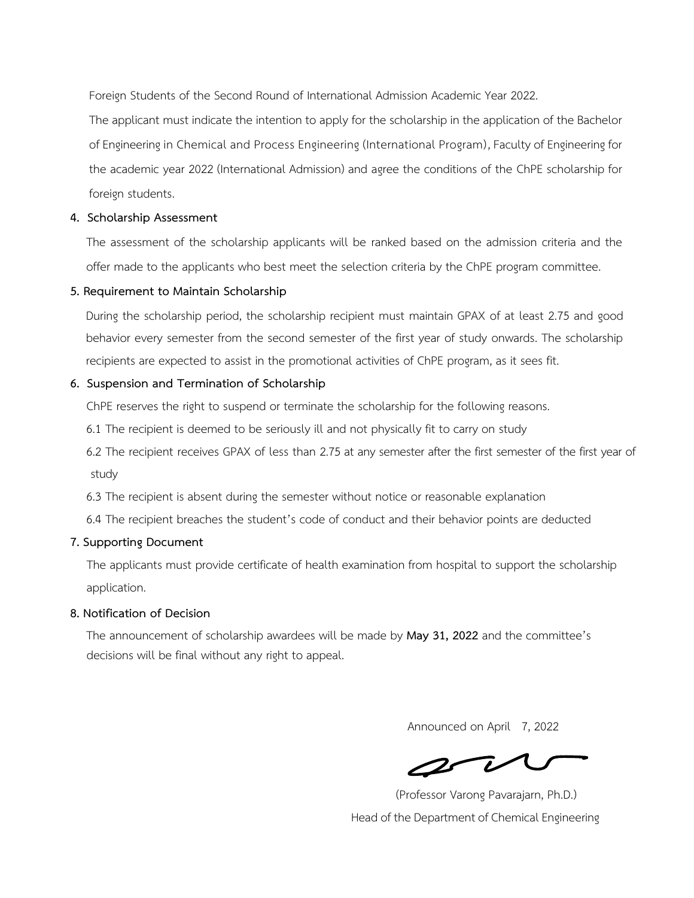Foreign Students of the Second Round of International Admission Academic Year 2022.

The applicant must indicate the intention to apply for the scholarship in the application of the Bachelor of Engineering in Chemical and Process Engineering (International Program), Faculty of Engineering for the academic year 2022 (International Admission) and agree the conditions of the ChPE scholarship for foreign students.

**4. Scholarship Assessment**

The assessment of the scholarship applicants will be ranked based on the admission criteria and the offer made to the applicants who best meet the selection criteria by the ChPE program committee.

**5. Requirement to Maintain Scholarship**

During the scholarship period, the scholarship recipient must maintain GPAX of at least 2.75 and good behavior every semester from the second semester of the first year of study onwards. The scholarship recipients are expected to assist in the promotional activities of ChPE program, as it sees fit.

**6. Suspension and Termination of Scholarship**

ChPE reserves the right to suspend or terminate the scholarship for the following reasons.

6.1 The recipient is deemed to be seriously ill and not physically fit to carry on study

6.2 The recipient receives GPAX of less than 2.75 at any semester after the first semester of the first year of study

6.3 The recipient is absent during the semester without notice or reasonable explanation

6.4 The recipient breaches the student's code of conduct and their behavior points are deducted

**7. Supporting Document**

The applicants must provide certificate of health examination from hospital to support the scholarship application.

**8. Notification of Decision**

The announcement of scholarship awardees will be made by **May 31, 2022** and the committee's decisions will be final without any right to appeal.

Announced on April 7, 2022

(Professor Varong Pavarajarn, Ph.D.)

Head of the Department of Chemical Engineering